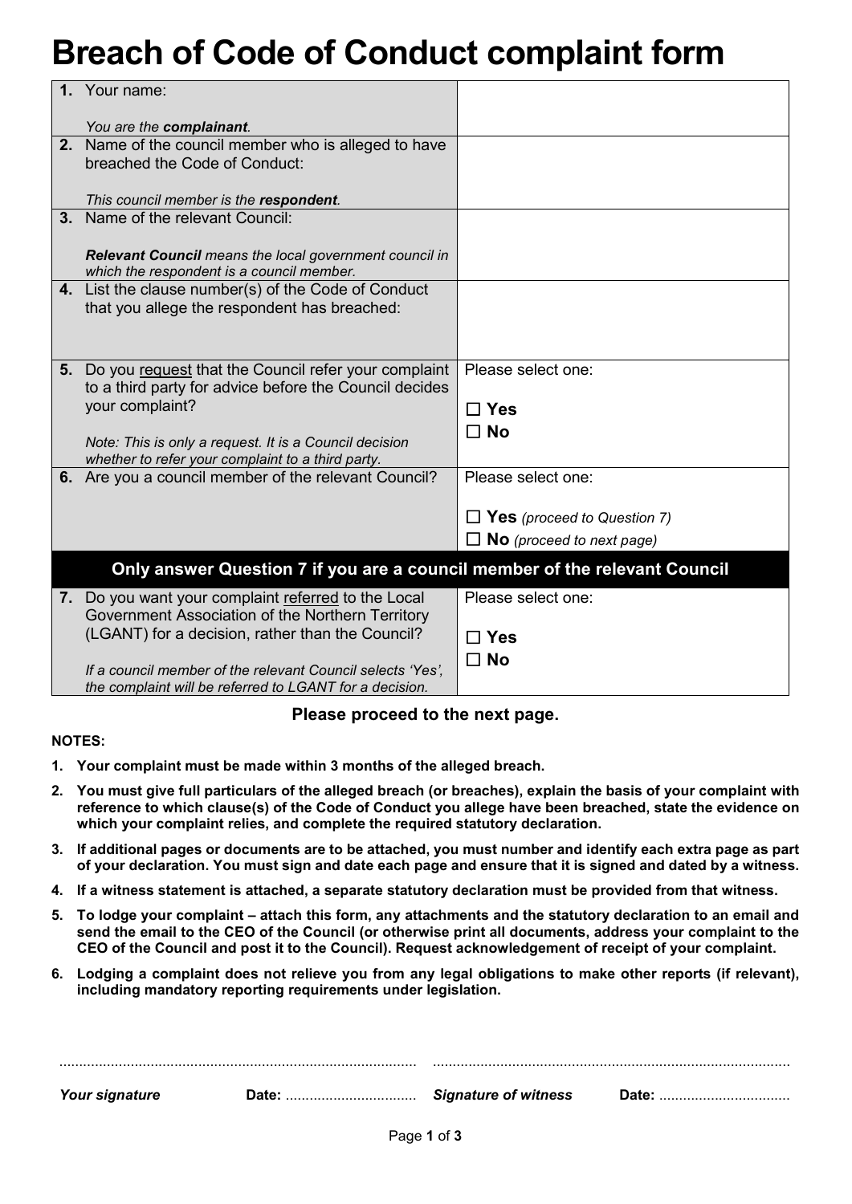# Breach of Code of Conduct complaint form

| | |
|---|---|
| **1.** Your name:<br><br>*You are the **complainant**.* | |
| **2.** Name of the council member who is alleged to have breached the Code of Conduct:<br><br>*This council member is the **respondent**.* | |
| **3.** Name of the relevant Council:<br><br>***Relevant Council** means the local government council in which the respondent is a council member.* | |
| **4.** List the clause number(s) of the Code of Conduct that you allege the respondent has breached: | |
| **5.** Do you request that the Council refer your complaint to a third party for advice before the Council decides your complaint?<br><br>*Note: This is only a request. It is a Council decision whether to refer your complaint to a third party.* | Please select one:<br><br>☐ **Yes**<br>☐ **No** |
| **6.** Are you a council member of the relevant Council? | Please select one:<br><br>☐ **Yes** *(proceed to Question 7)*<br>☐ **No** *(proceed to next page)* |
| **Only answer Question 7 if you are a council member of the relevant Council** | |
| **7.** Do you want your complaint referred to the Local Government Association of the Northern Territory (LGANT) for a decision, rather than the Council?<br><br>*If a council member of the relevant Council selects 'Yes', the complaint will be referred to LGANT for a decision.* | Please select one:<br><br>☐ **Yes**<br>☐ **No** |

**Please proceed to the next page.**

**NOTES:**

1. **Your complaint must be made within 3 months of the alleged breach.**
2. **You must give full particulars of the alleged breach (or breaches), explain the basis of your complaint with reference to which clause(s) of the Code of Conduct you allege have been breached, state the evidence on which your complaint relies, and complete the required statutory declaration.**
3. **If additional pages or documents are to be attached, you must number and identify each extra page as part of your declaration. You must sign and date each page and ensure that it is signed and dated by a witness.**
4. **If a witness statement is attached, a separate statutory declaration must be provided from that witness.**
5. **To lodge your complaint – attach this form, any attachments and the statutory declaration to an email and send the email to the CEO of the Council (or otherwise print all documents, address your complaint to the CEO of the Council and post it to the Council). Request acknowledgement of receipt of your complaint.**
6. **Lodging a complaint does not relieve you from any legal obligations to make other reports (if relevant), including mandatory reporting requirements under legislation.**

........................................................................................ ........................................................................................

***Your signature*** **Date:** ................................ ***Signature of witness*** **Date:** ................................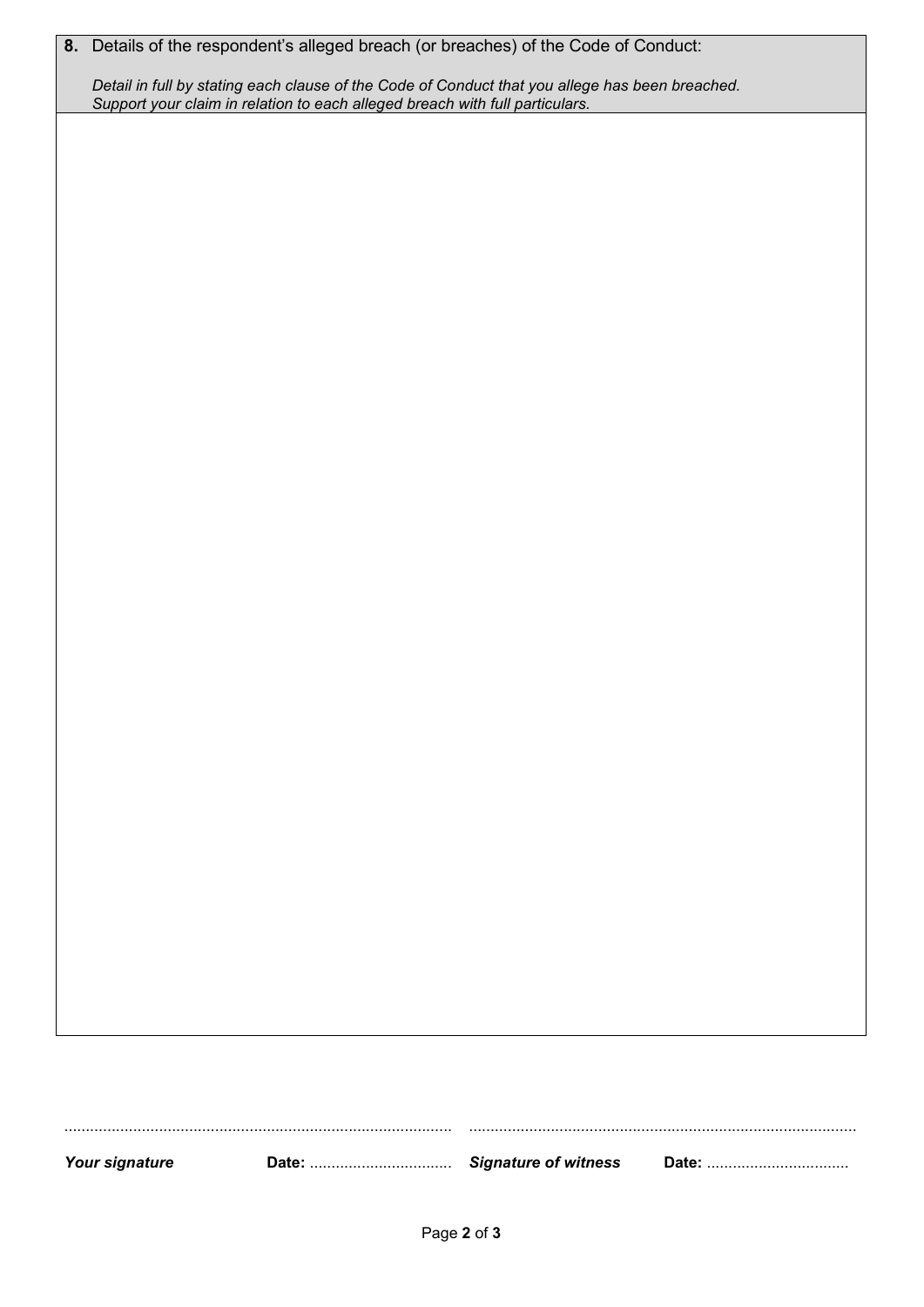**8.** Details of the respondent's alleged breach (or breaches) of the Code of Conduct:

*Detail in full by stating each clause of the Code of Conduct that you allege has been breached. Support your claim in relation to each alleged breach with full particulars.*

| |
|---|
| |

........................................................................................ ........................................................................................

***Your signature*** **Date:** ................................ ***Signature of witness*** **Date:** ................................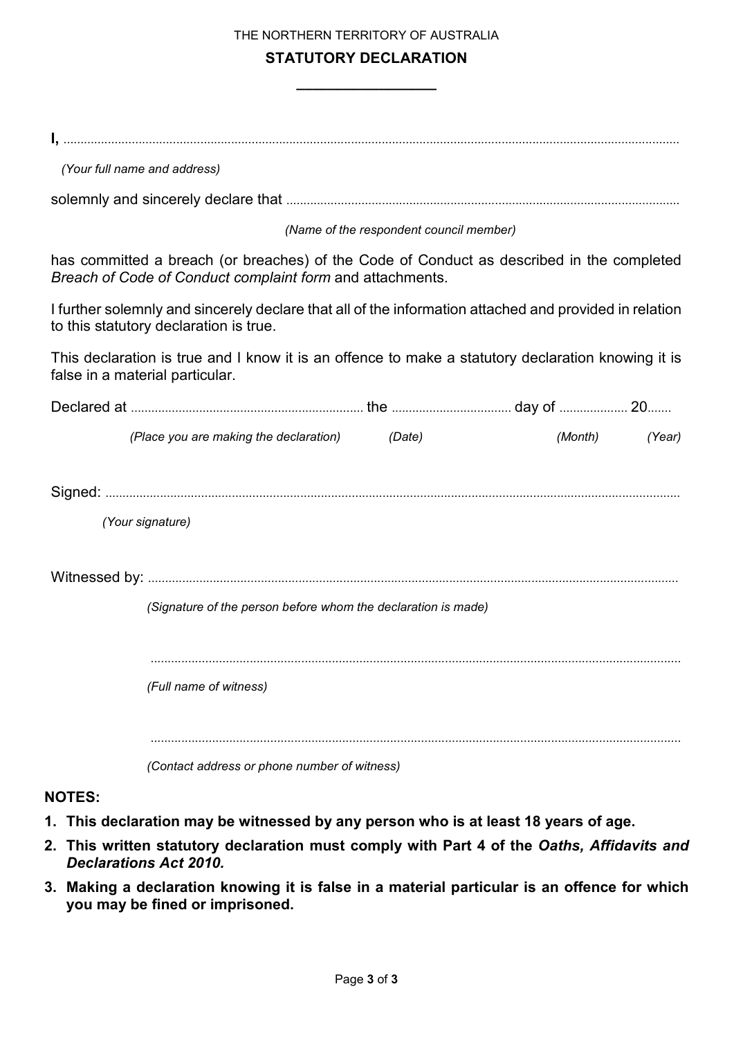THE NORTHERN TERRITORY OF AUSTRALIA

## STATUTORY DECLARATION

**I,** ........................................................................................................................................................................

*(Your full name and address)*

solemnly and sincerely declare that ..........................................................................................................

*(Name of the respondent council member)*

has committed a breach (or breaches) of the Code of Conduct as described in the completed *Breach of Code of Conduct complaint form* and attachments.

I further solemnly and sincerely declare that all of the information attached and provided in relation to this statutory declaration is true.

This declaration is true and I know it is an offence to make a statutory declaration knowing it is false in a material particular.

Declared at ................................................................... the .................................. day of ................... 20.......

*(Place you are making the declaration)* *(Date)* *(Month)* *(Year)*

Signed: ...................................................................................................................................................

*(Your signature)*

Witnessed by: ........................................................................................................................................

*(Signature of the person before whom the declaration is made)*

........................................................................................................................................................

*(Full name of witness)*

........................................................................................................................................................

*(Contact address or phone number of witness)*

**NOTES:**

1. **This declaration may be witnessed by any person who is at least 18 years of age.**
2. **This written statutory declaration must comply with Part 4 of the *Oaths, Affidavits and Declarations Act 2010.***
3. **Making a declaration knowing it is false in a material particular is an offence for which you may be fined or imprisoned.**